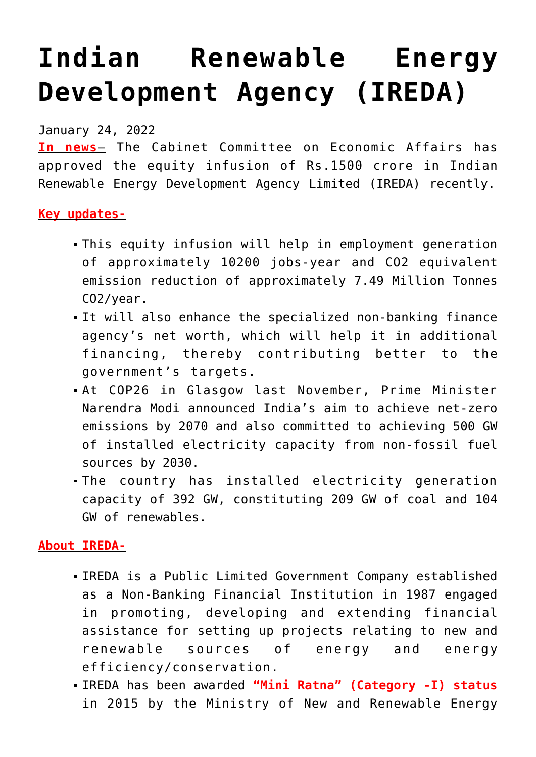# Indian Renewable Energy Development Agency (IREDA)

January 24, 2022

**In news**– The Cabinet Committee on Economic Affairs has approved the equity infusion of Rs.1500 crore in Indian Renewable Energy Development Agency Limited (IREDA) recently.

**Key updates-**

- This equity infusion will help in employment generation of approximately 10200 jobs-year and $CO_2$ equivalent emission reduction of approximately 7.49 Million Tonnes $CO_2$/year.
- It will also enhance the specialized non-banking finance agency's net worth, which will help it in additional financing, thereby contributing better to the government's targets.
- At COP26 in Glasgow last November, Prime Minister Narendra Modi announced India's aim to achieve net-zero emissions by 2070 and also committed to achieving 500 GW of installed electricity capacity from non-fossil fuel sources by 2030.
- The country has installed electricity generation capacity of 392 GW, constituting 209 GW of coal and 104 GW of renewables.

**About IREDA-**

- IREDA is a Public Limited Government Company established as a Non-Banking Financial Institution in 1987 engaged in promoting, developing and extending financial assistance for setting up projects relating to new and renewable sources of energy and energy efficiency/conservation.
- IREDA has been awarded **"Mini Ratna" (Category -I) status** in 2015 by the Ministry of New and Renewable Energy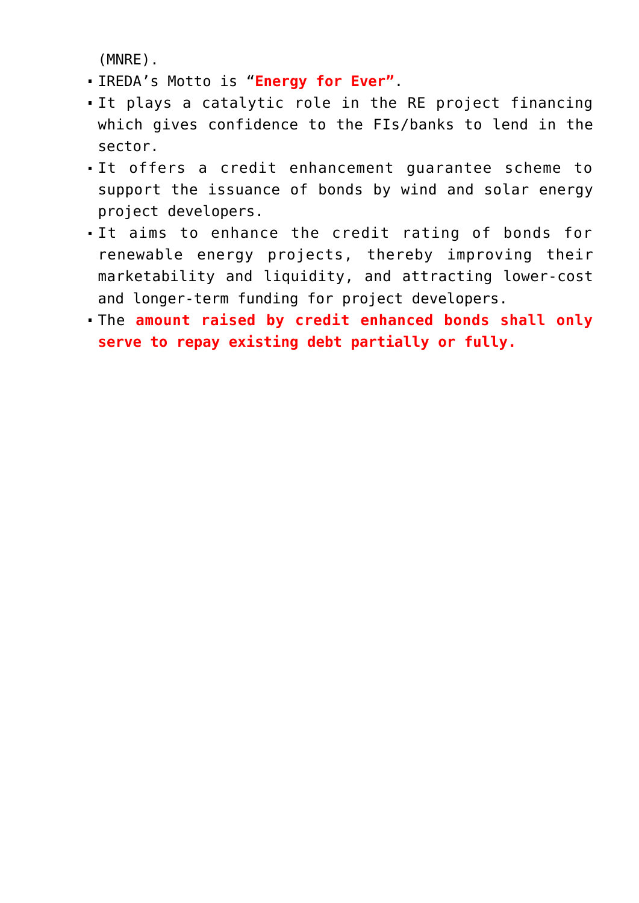(MNRE).

- IREDA's Motto is "**Energy for Ever**".
- It plays a catalytic role in the RE project financing which gives confidence to the FIs/banks to lend in the sector.
- It offers a credit enhancement guarantee scheme to support the issuance of bonds by wind and solar energy project developers.
- It aims to enhance the credit rating of bonds for renewable energy projects, thereby improving their marketability and liquidity, and attracting lower-cost and longer-term funding for project developers.
- The **amount raised by credit enhanced bonds shall only serve to repay existing debt partially or fully.**